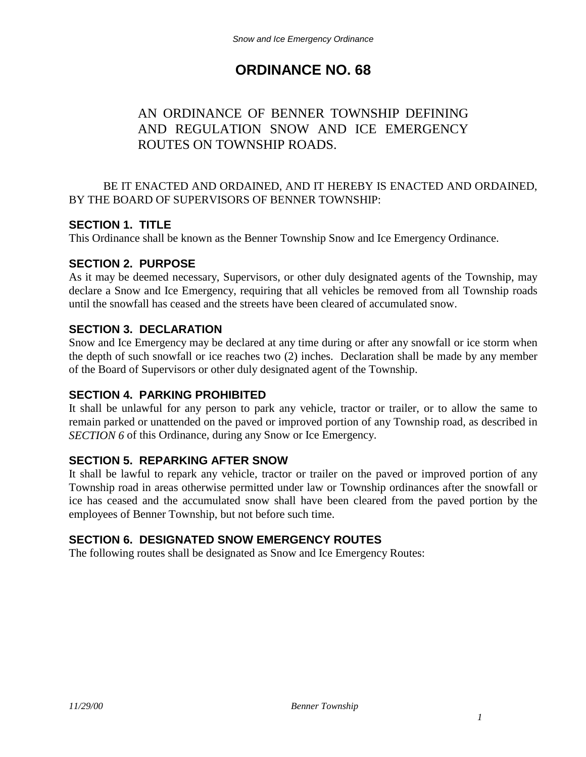# ORDINANCE NO. 68

AN ORDINANCE OF BENNER TOWNSHIP DEFINING AND REGULATION SNOW AND ICE EMERGENCY ROUTES ON TOWNSHIP ROADS.

BE IT ENACTED AND ORDAINED, AND IT HEREBY IS ENACTED AND ORDAINED, BY THE BOARD OF SUPERVISORS OF BENNER TOWNSHIP:

### SECTION 1. TITLE

This Ordinance shall be known as the Benner Township Snow and Ice Emergency Ordinance.

### SECTION 2. PURPOSE

As it may be deemed necessary, Supervisors, or other duly designated agents of the Township, may declare a Snow and Ice Emergency, requiring that all vehicles be removed from all Township roads until the snowfall has ceased and the streets have been cleared of accumulated snow.

### SECTION 3. DECLARATION

Snow and Ice Emergency may be declared at any time during or after any snowfall or ice storm when the depth of such snowfall or ice reaches two (2) inches. Declaration shall be made by any member of the Board of Supervisors or other duly designated agent of the Township.

### SECTION 4. PARKING PROHIBITED

It shall be unlawful for any person to park any vehicle, tractor or trailer, or to allow the same to remain parked or unattended on the paved or improved portion of any Township road, as described in *SECTION 6* of this Ordinance, during any Snow or Ice Emergency.

### SECTION 5. REPARKING AFTER SNOW

It shall be lawful to repark any vehicle, tractor or trailer on the paved or improved portion of any Township road in areas otherwise permitted under law or Township ordinances after the snowfall or ice has ceased and the accumulated snow shall have been cleared from the paved portion by the employees of Benner Township, but not before such time.

### SECTION 6. DESIGNATED SNOW EMERGENCY ROUTES

The following routes shall be designated as Snow and Ice Emergency Routes: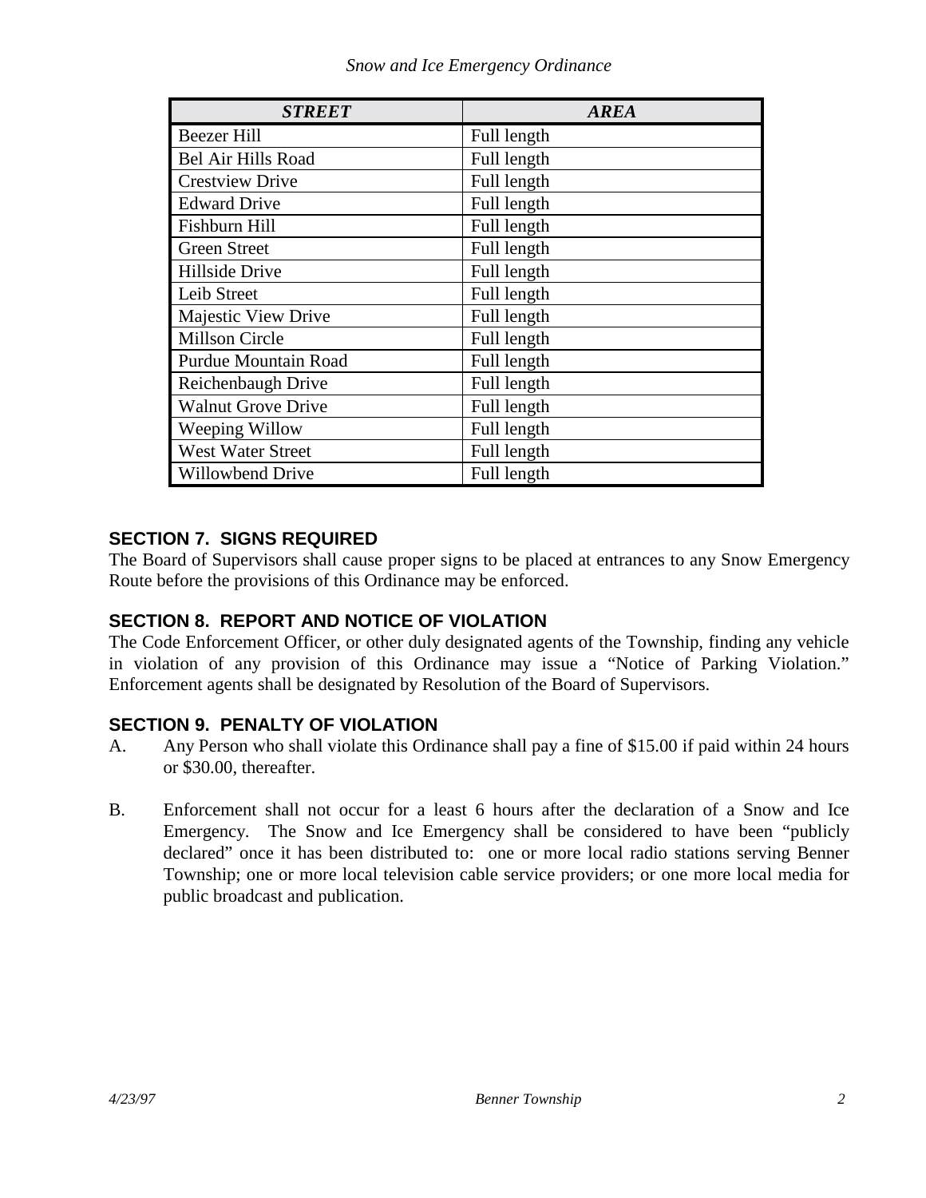| *STREET* | *AREA* |
|---|---|
| Beezer Hill | Full length |
| Bel Air Hills Road | Full length |
| Crestview Drive | Full length |
| Edward Drive | Full length |
| Fishburn Hill | Full length |
| Green Street | Full length |
| Hillside Drive | Full length |
| Leib Street | Full length |
| Majestic View Drive | Full length |
| Millson Circle | Full length |
| Purdue Mountain Road | Full length |
| Reichenbaugh Drive | Full length |
| Walnut Grove Drive | Full length |
| Weeping Willow | Full length |
| West Water Street | Full length |
| Willowbend Drive | Full length |

## SECTION 7. SIGNS REQUIRED

The Board of Supervisors shall cause proper signs to be placed at entrances to any Snow Emergency Route before the provisions of this Ordinance may be enforced.

## SECTION 8. REPORT AND NOTICE OF VIOLATION

The Code Enforcement Officer, or other duly designated agents of the Township, finding any vehicle in violation of any provision of this Ordinance may issue a "Notice of Parking Violation." Enforcement agents shall be designated by Resolution of the Board of Supervisors.

## SECTION 9. PENALTY OF VIOLATION

A. Any Person who shall violate this Ordinance shall pay a fine of $15.00 if paid within 24 hours or $30.00, thereafter.

B. Enforcement shall not occur for a least 6 hours after the declaration of a Snow and Ice Emergency. The Snow and Ice Emergency shall be considered to have been "publicly declared" once it has been distributed to: one or more local radio stations serving Benner Township; one or more local television cable service providers; or one more local media for public broadcast and publication.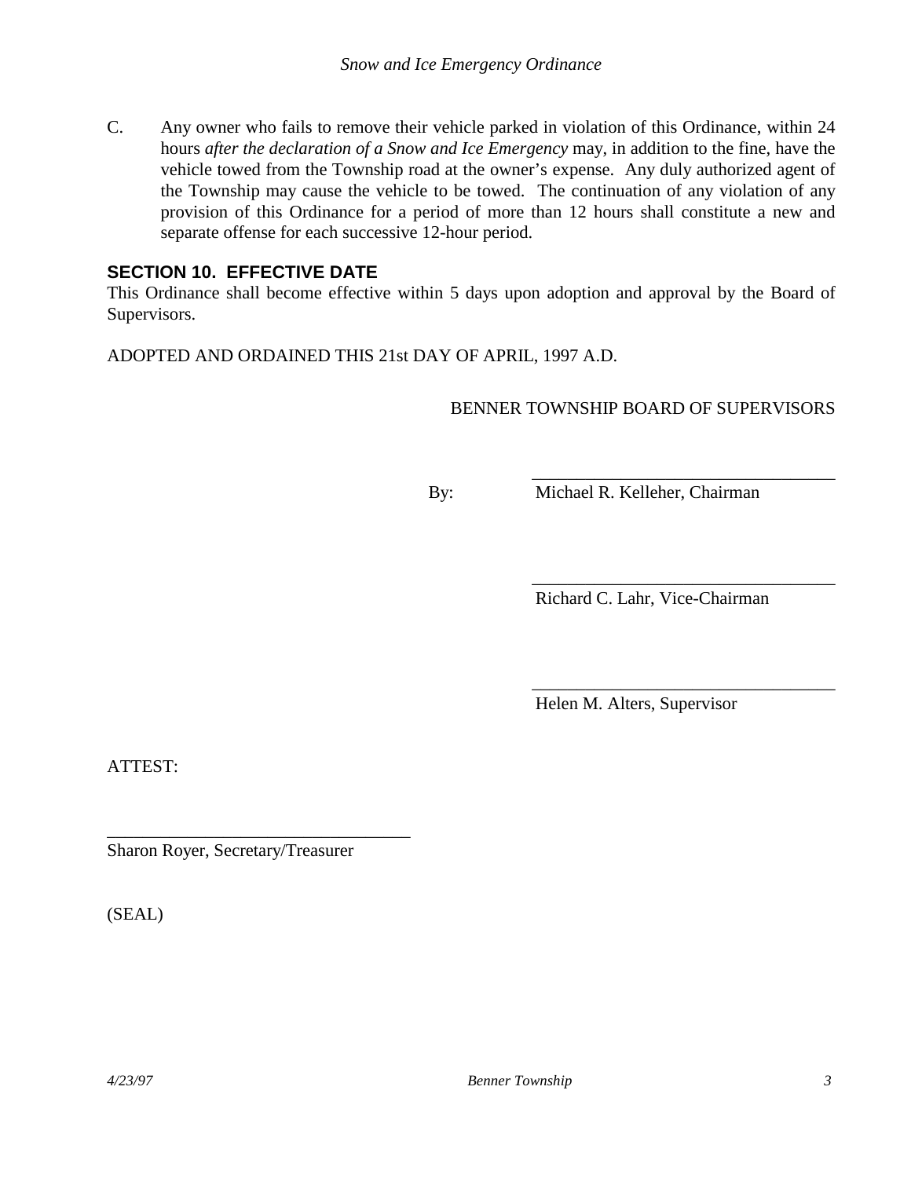C. Any owner who fails to remove their vehicle parked in violation of this Ordinance, within 24 hours *after the declaration of a Snow and Ice Emergency* may, in addition to the fine, have the vehicle towed from the Township road at the owner's expense. Any duly authorized agent of the Township may cause the vehicle to be towed. The continuation of any violation of any provision of this Ordinance for a period of more than 12 hours shall constitute a new and separate offense for each successive 12-hour period.

## SECTION 10. EFFECTIVE DATE

This Ordinance shall become effective within 5 days upon adoption and approval by the Board of Supervisors.

ADOPTED AND ORDAINED THIS 21st DAY OF APRIL, 1997 A.D.

BENNER TOWNSHIP BOARD OF SUPERVISORS

By: \_\_\_\_\_\_\_\_\_\_\_\_\_\_\_\_\_\_\_\_\_\_\_\_\_\_\_\_\_\_\_\_
Michael R. Kelleher, Chairman

\_\_\_\_\_\_\_\_\_\_\_\_\_\_\_\_\_\_\_\_\_\_\_\_\_\_\_\_\_\_\_\_
Richard C. Lahr, Vice-Chairman

\_\_\_\_\_\_\_\_\_\_\_\_\_\_\_\_\_\_\_\_\_\_\_\_\_\_\_\_\_\_\_\_
Helen M. Alters, Supervisor

ATTEST:

\_\_\_\_\_\_\_\_\_\_\_\_\_\_\_\_\_\_\_\_\_\_\_\_\_\_\_\_\_\_\_\_
Sharon Royer, Secretary/Treasurer

(SEAL)